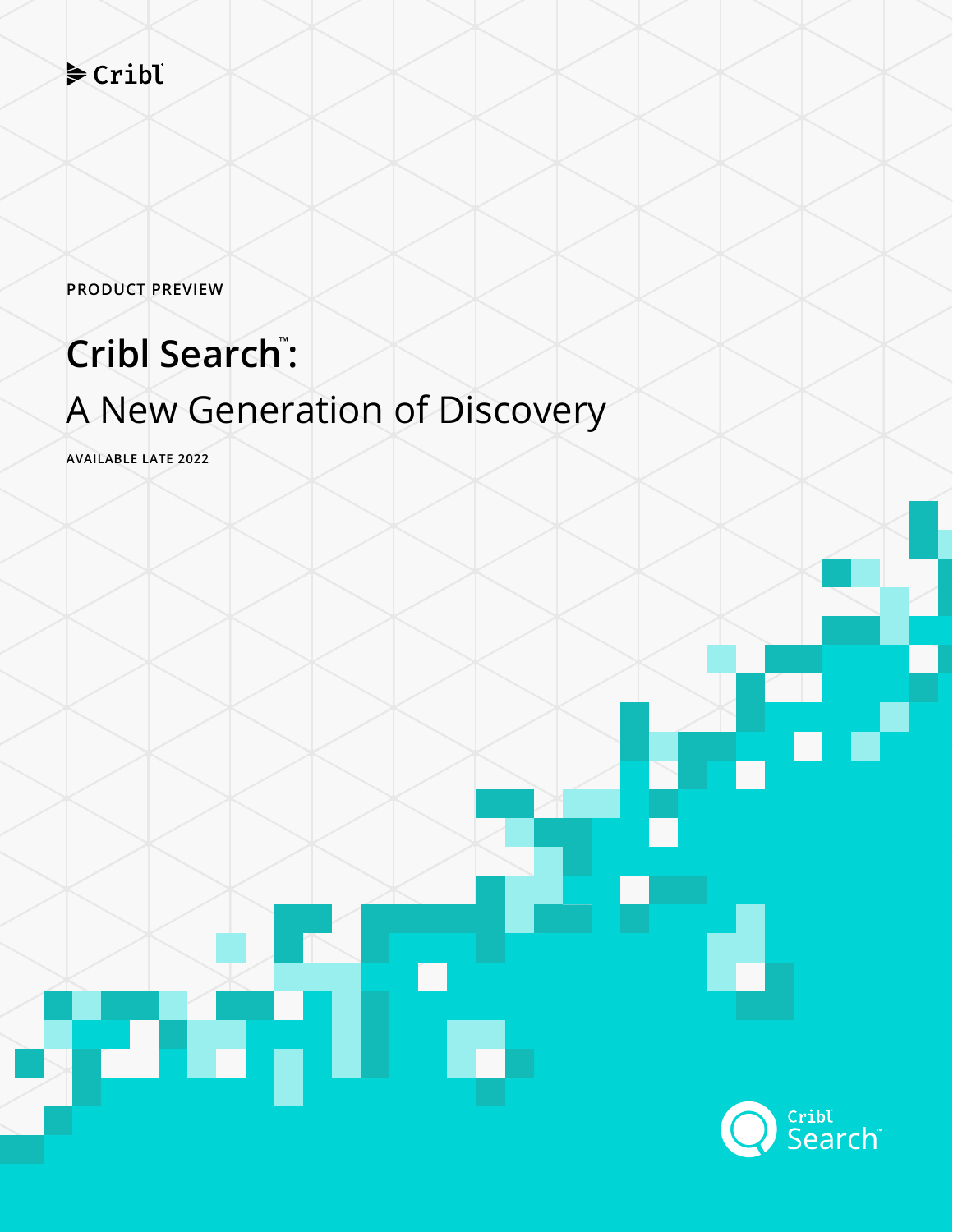Cribl

PRODUCT PREVIEW

# Cribl Search™: A New Generation of Discovery

AVAILABLE LATE 2022

Cribl Search™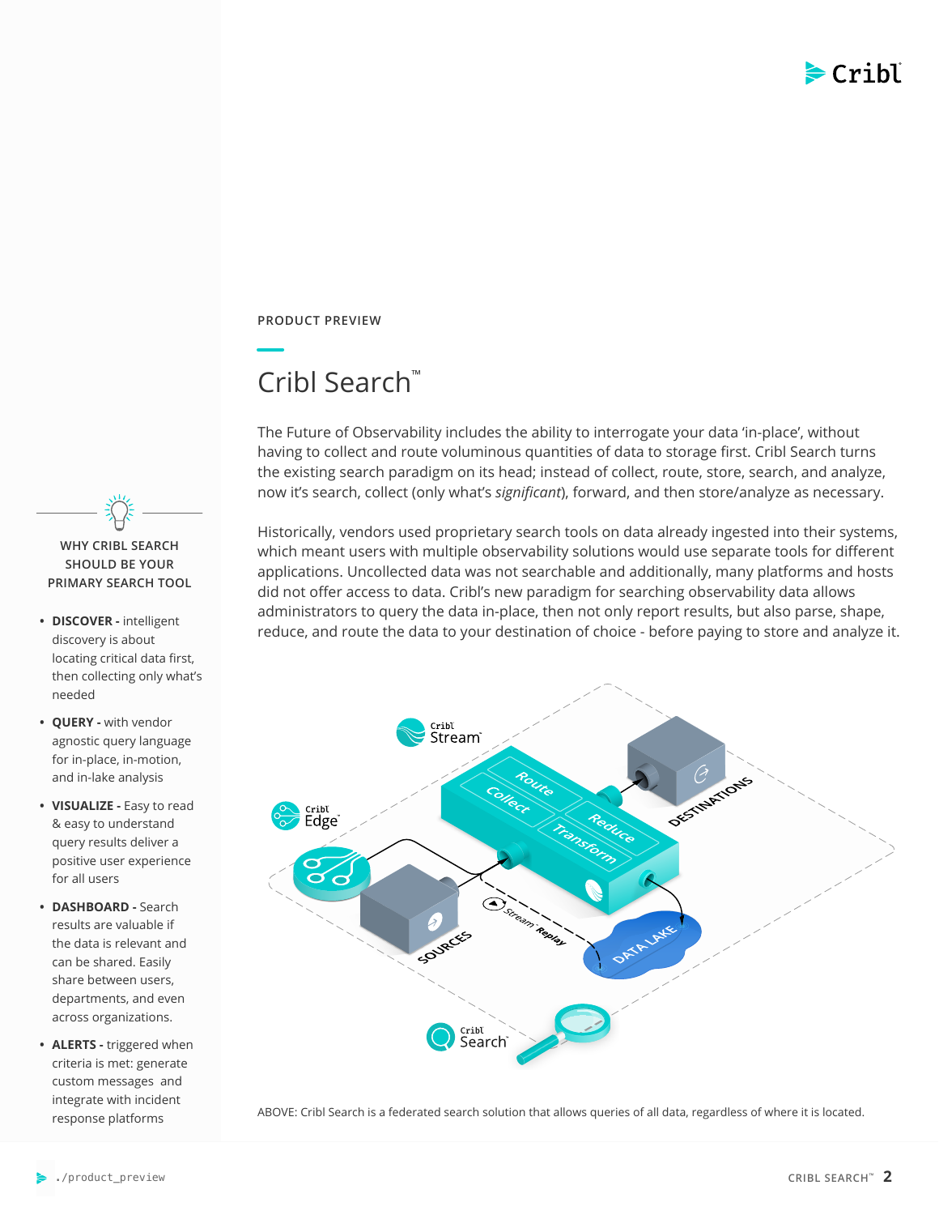PRODUCT PREVIEW

# Cribl Search™

The Future of Observability includes the ability to interrogate your data 'in-place', without having to collect and route voluminous quantities of data to storage first. Cribl Search turns the existing search paradigm on its head; instead of collect, route, store, search, and analyze, now it's search, collect (only what's *significant*), forward, and then store/analyze as necessary.

Historically, vendors used proprietary search tools on data already ingested into their systems, which meant users with multiple observability solutions would use separate tools for different applications. Uncollected data was not searchable and additionally, many platforms and hosts did not offer access to data. Cribl's new paradigm for searching observability data allows administrators to query the data in-place, then not only report results, but also parse, shape, reduce, and route the data to your destination of choice - before paying to store and analyze it.

ABOVE: Cribl Search is a federated search solution that allows queries of all data, regardless of where it is located.

### WHY CRIBL SEARCH SHOULD BE YOUR PRIMARY SEARCH TOOL

- **DISCOVER -** intelligent discovery is about locating critical data first, then collecting only what's needed
- **QUERY -** with vendor agnostic query language for in-place, in-motion, and in-lake analysis
- **VISUALIZE -** Easy to read & easy to understand query results deliver a positive user experience for all users
- **DASHBOARD -** Search results are valuable if the data is relevant and can be shared. Easily share between users, departments, and even across organizations.
- **ALERTS -** triggered when criteria is met: generate custom messages and integrate with incident response platforms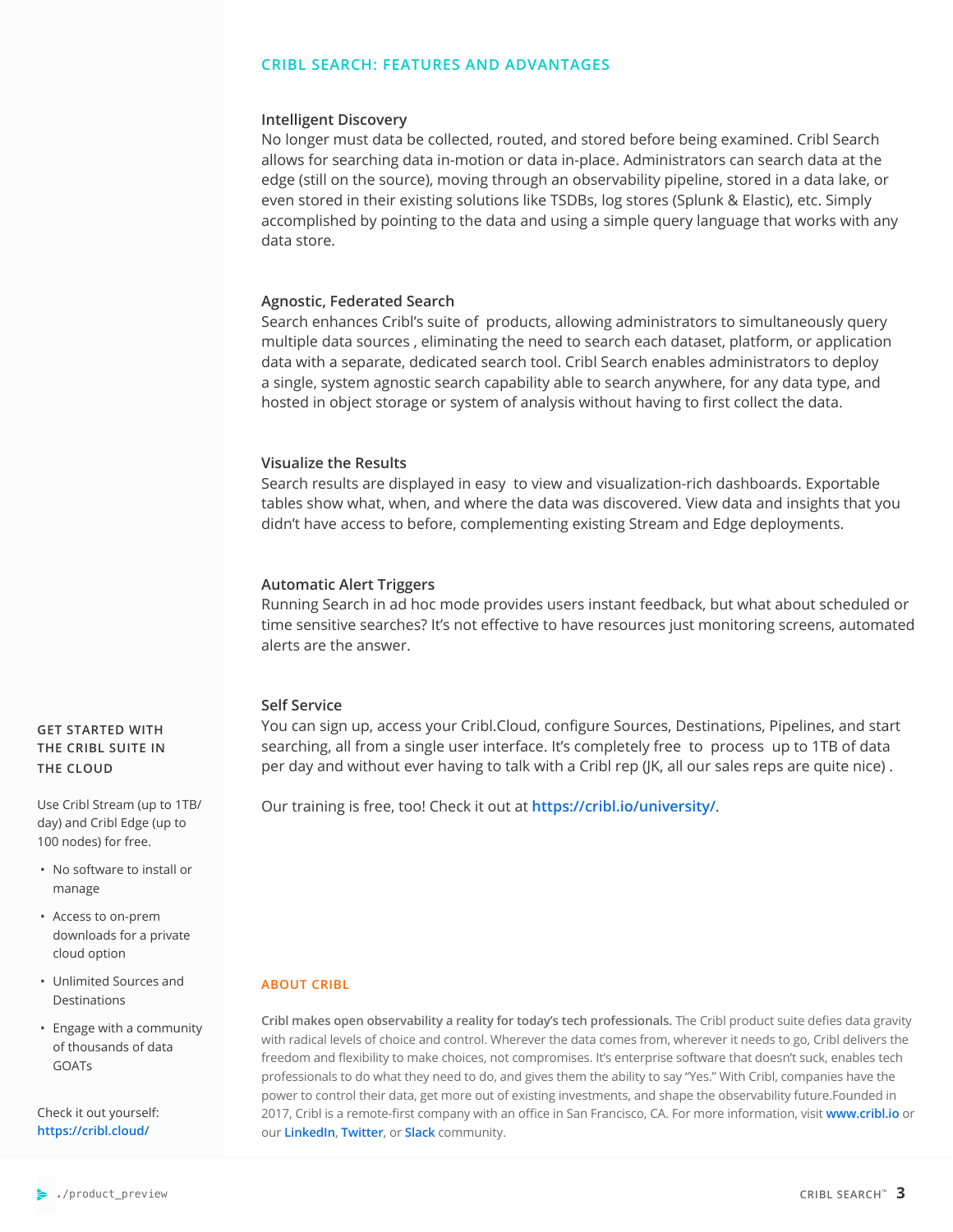## CRIBL SEARCH: FEATURES AND ADVANTAGES

### Intelligent Discovery

No longer must data be collected, routed, and stored before being examined. Cribl Search allows for searching data in-motion or data in-place. Administrators can search data at the edge (still on the source), moving through an observability pipeline, stored in a data lake, or even stored in their existing solutions like TSDBs, log stores (Splunk & Elastic), etc. Simply accomplished by pointing to the data and using a simple query language that works with any data store.

### Agnostic, Federated Search

Search enhances Cribl's suite of products, allowing administrators to simultaneously query multiple data sources , eliminating the need to search each dataset, platform, or application data with a separate, dedicated search tool. Cribl Search enables administrators to deploy a single, system agnostic search capability able to search anywhere, for any data type, and hosted in object storage or system of analysis without having to first collect the data.

### Visualize the Results

Search results are displayed in easy to view and visualization-rich dashboards. Exportable tables show what, when, and where the data was discovered. View data and insights that you didn't have access to before, complementing existing Stream and Edge deployments.

### Automatic Alert Triggers

Running Search in ad hoc mode provides users instant feedback, but what about scheduled or time sensitive searches? It's not effective to have resources just monitoring screens, automated alerts are the answer.

### Self Service

You can sign up, access your Cribl.Cloud, configure Sources, Destinations, Pipelines, and start searching, all from a single user interface. It's completely free to process up to 1TB of data per day and without ever having to talk with a Cribl rep (JK, all our sales reps are quite nice) .

Our training is free, too! Check it out at https://cribl.io/university/.

## GET STARTED WITH THE CRIBL SUITE IN THE CLOUD

Use Cribl Stream (up to 1TB/ day) and Cribl Edge (up to 100 nodes) for free.

- No software to install or manage
- Access to on-prem downloads for a private cloud option
- Unlimited Sources and Destinations
- Engage with a community of thousands of data GOATs

Check it out yourself: https://cribl.cloud/

## ABOUT CRIBL

**Cribl makes open observability a reality for today's tech professionals.** The Cribl product suite defies data gravity with radical levels of choice and control. Wherever the data comes from, wherever it needs to go, Cribl delivers the freedom and flexibility to make choices, not compromises. It's enterprise software that doesn't suck, enables tech professionals to do what they need to do, and gives them the ability to say "Yes." With Cribl, companies have the power to control their data, get more out of existing investments, and shape the observability future.Founded in 2017, Cribl is a remote-first company with an office in San Francisco, CA. For more information, visit www.cribl.io or our LinkedIn, Twitter, or Slack community.